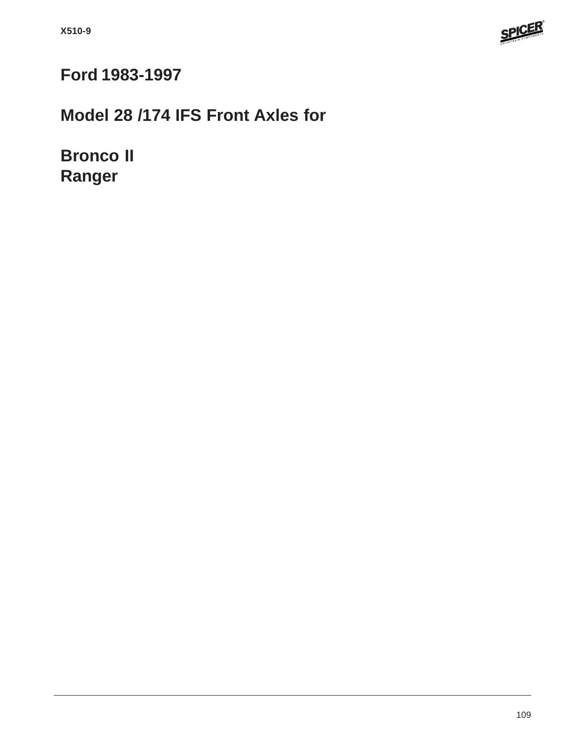# Ford 1983-1997

## Model 28 /174 IFS Front Axles for

## Bronco II
## Ranger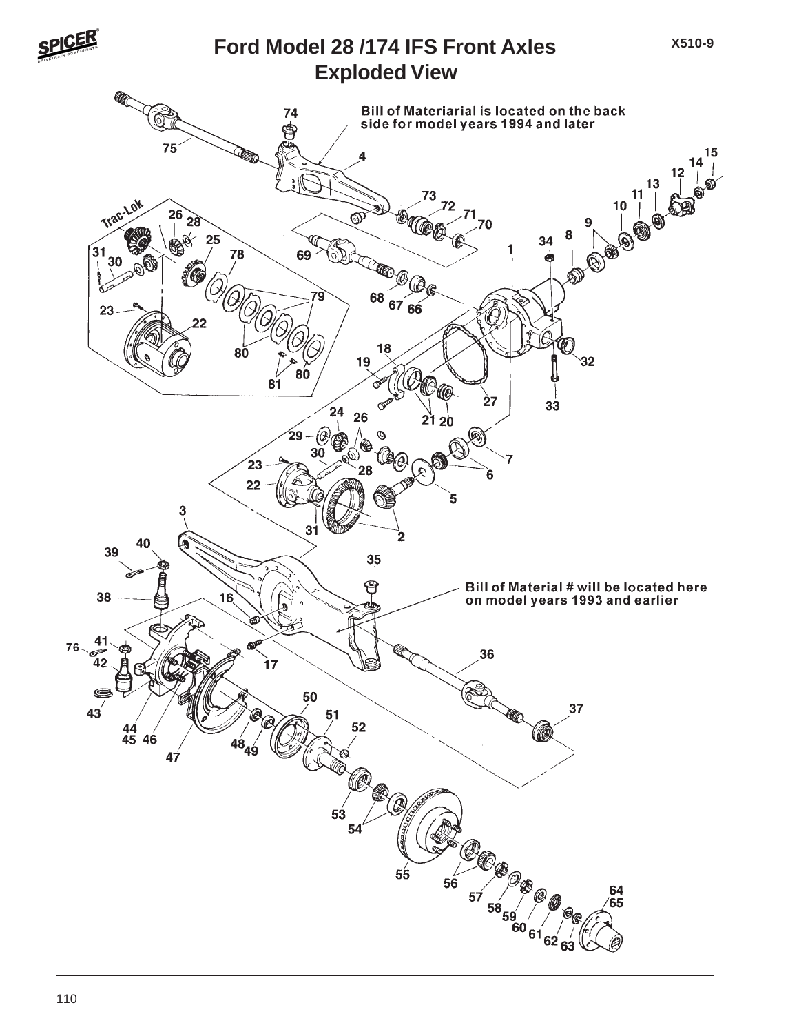# Ford Model 28 /174 IFS Front Axles

## Exploded View

X510-9

Bill of Materiarial is located on the back side for model years 1994 and later

Bill of Material # will be located here on model years 1993 and earlier

Trac-Lok

1 2 3 4 5 6 7 8 9 10 11 12 13 14 15 16 17 18 19 20 21 22 23 24 25 26 27 28 29 30 31 32 33 34 35 36 37 38 39 40 41 42 43 44 45 46 47 48 49 50 51 52 53 54 55 56 57 58 59 60 61 62 63 64 65 66 67 68 69 70 71 72 73 74 75 76 78 79 80 81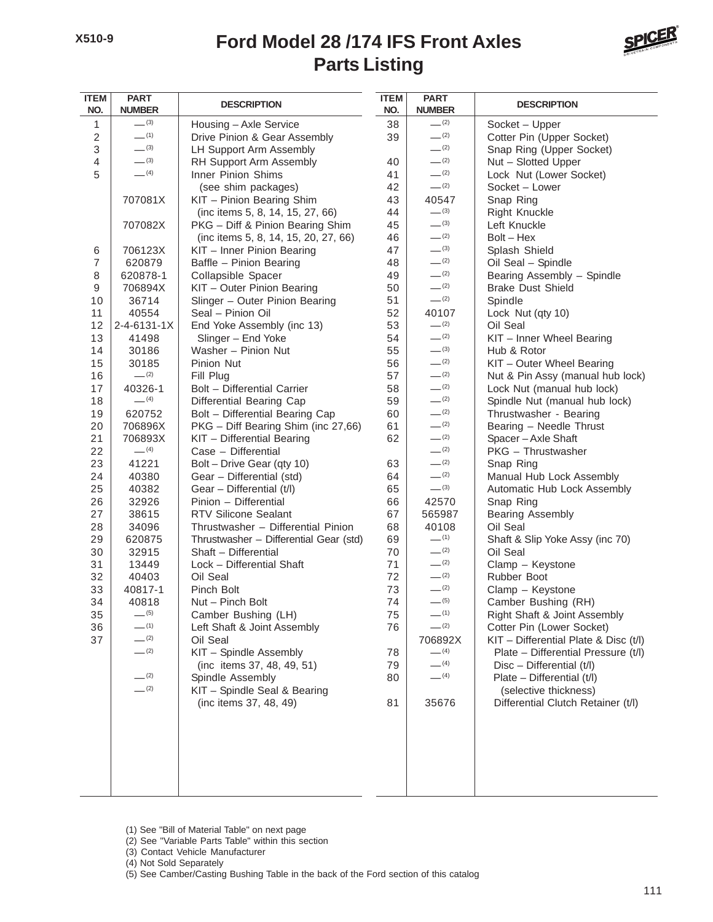# Ford Model 28 /174 IFS Front Axles
## Parts Listing

| ITEM NO. | PART NUMBER | DESCRIPTION |
|---|---|---|
| 1 | —(3) | Housing – Axle Service |
| 2 | —(1) | Drive Pinion & Gear Assembly |
| 3 | —(3) | LH Support Arm Assembly |
| 4 | —(3) | RH Support Arm Assembly |
| 5 | —(4) | Inner Pinion Shims (see shim packages) |
| | 707081X | KIT – Pinion Bearing Shim (inc items 5, 8, 14, 15, 27, 66) |
| | 707082X | PKG – Diff & Pinion Bearing Shim (inc items 5, 8, 14, 15, 20, 27, 66) |
| 6 | 706123X | KIT – Inner Pinion Bearing |
| 7 | 620879 | Baffle – Pinion Bearing |
| 8 | 620878-1 | Collapsible Spacer |
| 9 | 706894X | KIT – Outer Pinion Bearing |
| 10 | 36714 | Slinger – Outer Pinion Bearing |
| 11 | 40554 | Seal – Pinion Oil |
| 12 | 2-4-6131-1X | End Yoke Assembly (inc 13) |
| 13 | 41498 | Slinger – End Yoke |
| 14 | 30186 | Washer – Pinion Nut |
| 15 | 30185 | Pinion Nut |
| 16 | —(2) | Fill Plug |
| 17 | 40326-1 | Bolt – Differential Carrier |
| 18 | —(4) | Differential Bearing Cap |
| 19 | 620752 | Bolt – Differential Bearing Cap |
| 20 | 706896X | PKG – Diff Bearing Shim (inc 27,66) |
| 21 | 706893X | KIT – Differential Bearing |
| 22 | —(4) | Case – Differential |
| 23 | 41221 | Bolt – Drive Gear (qty 10) |
| 24 | 40380 | Gear – Differential (std) |
| 25 | 40382 | Gear – Differential (t/l) |
| 26 | 32926 | Pinion – Differential |
| 27 | 38615 | RTV Silicone Sealant |
| 28 | 34096 | Thrustwasher – Differential Pinion |
| 29 | 620875 | Thrustwasher – Differential Gear (std) |
| 30 | 32915 | Shaft – Differential |
| 31 | 13449 | Lock – Differential Shaft |
| 32 | 40403 | Oil Seal |
| 33 | 40817-1 | Pinch Bolt |
| 34 | 40818 | Nut – Pinch Bolt |
| 35 | —(5) | Camber Bushing (LH) |
| 36 | —(1) | Left Shaft & Joint Assembly |
| 37 | —(2) | Oil Seal |
| | —(2) | KIT – Spindle Assembly (inc items 37, 48, 49, 51) |
| | —(2) | Spindle Assembly |
| | —(2) | KIT – Spindle Seal & Bearing (inc items 37, 48, 49) |
| 38 | —(2) | Socket – Upper |
| 39 | —(2) | Cotter Pin (Upper Socket) |
| | —(2) | Snap Ring (Upper Socket) |
| 40 | —(2) | Nut – Slotted Upper |
| 41 | —(2) | Lock Nut (Lower Socket) |
| 42 | —(2) | Socket – Lower |
| 43 | 40547 | Snap Ring |
| 44 | —(3) | Right Knuckle |
| 45 | —(3) | Left Knuckle |
| 46 | —(2) | Bolt – Hex |
| 47 | —(3) | Splash Shield |
| 48 | —(2) | Oil Seal – Spindle |
| 49 | —(2) | Bearing Assembly – Spindle |
| 50 | —(2) | Brake Dust Shield |
| 51 | —(2) | Spindle |
| 52 | 40107 | Lock Nut (qty 10) |
| 53 | —(2) | Oil Seal |
| 54 | —(2) | KIT – Inner Wheel Bearing |
| 55 | —(3) | Hub & Rotor |
| 56 | —(2) | KIT – Outer Wheel Bearing |
| 57 | —(2) | Nut & Pin Assy (manual hub lock) |
| 58 | —(2) | Lock Nut (manual hub lock) |
| 59 | —(2) | Spindle Nut (manual hub lock) |
| 60 | —(2) | Thrustwasher - Bearing |
| 61 | —(2) | Bearing – Needle Thrust |
| 62 | —(2) | Spacer – Axle Shaft |
| | —(2) | PKG – Thrustwasher |
| 63 | —(2) | Snap Ring |
| 64 | —(2) | Manual Hub Lock Assembly |
| 65 | —(3) | Automatic Hub Lock Assembly |
| 66 | 42570 | Snap Ring |
| 67 | 565987 | Bearing Assembly |
| 68 | 40108 | Oil Seal |
| 69 | —(1) | Shaft & Slip Yoke Assy (inc 70) |
| 70 | —(2) | Oil Seal |
| 71 | —(2) | Clamp – Keystone |
| 72 | —(2) | Rubber Boot |
| 73 | —(2) | Clamp – Keystone |
| 74 | —(5) | Camber Bushing (RH) |
| 75 | —(1) | Right Shaft & Joint Assembly |
| 76 | —(2) | Cotter Pin (Lower Socket) |
| | 706892X | KIT – Differential Plate & Disc (t/l) |
| 78 | —(4) | Plate – Differential Pressure (t/l) |
| 79 | —(4) | Disc – Differential (t/l) |
| 80 | —(4) | Plate – Differential (t/l) (selective thickness) |
| 81 | 35676 | Differential Clutch Retainer (t/l) |

(1) See "Bill of Material Table" on next page
(2) See "Variable Parts Table" within this section
(3) Contact Vehicle Manufacturer
(4) Not Sold Separately
(5) See Camber/Casting Bushing Table in the back of the Ford section of this catalog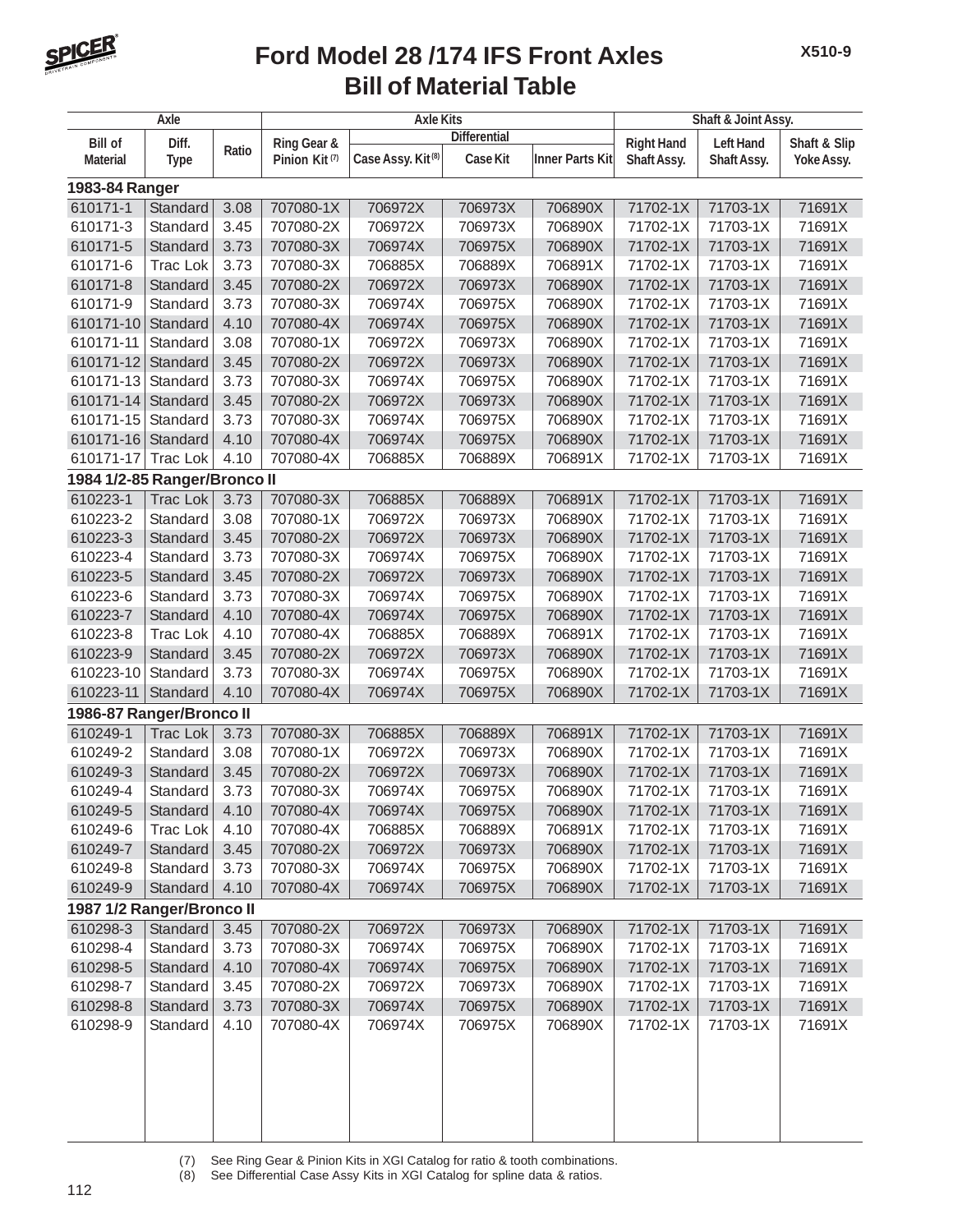# Ford Model 28 /174 IFS Front Axles
## Bill of Material Table

| Axle | | | Axle Kits | | | | Shaft & Joint Assy. | | |
|---|---|---|---|---|---|---|---|---|---|
| | | | | Differential | | | | | |
| Bill of Material | Diff. Type | Ratio | Ring Gear & Pinion Kit (7) | Case Assy. Kit (8) | Case Kit | Inner Parts Kit | Right Hand Shaft Assy. | Left Hand Shaft Assy. | Shaft & Slip Yoke Assy. |
| **1983-84 Ranger** | | | | | | | | | |
| 610171-1 | Standard | 3.08 | 707080-1X | 706972X | 706973X | 706890X | 71702-1X | 71703-1X | 71691X |
| 610171-3 | Standard | 3.45 | 707080-2X | 706972X | 706973X | 706890X | 71702-1X | 71703-1X | 71691X |
| 610171-5 | Standard | 3.73 | 707080-3X | 706974X | 706975X | 706890X | 71702-1X | 71703-1X | 71691X |
| 610171-6 | Trac Lok | 3.73 | 707080-3X | 706885X | 706889X | 706891X | 71702-1X | 71703-1X | 71691X |
| 610171-8 | Standard | 3.45 | 707080-2X | 706972X | 706973X | 706890X | 71702-1X | 71703-1X | 71691X |
| 610171-9 | Standard | 3.73 | 707080-3X | 706974X | 706975X | 706890X | 71702-1X | 71703-1X | 71691X |
| 610171-10 | Standard | 4.10 | 707080-4X | 706974X | 706975X | 706890X | 71702-1X | 71703-1X | 71691X |
| 610171-11 | Standard | 3.08 | 707080-1X | 706972X | 706973X | 706890X | 71702-1X | 71703-1X | 71691X |
| 610171-12 | Standard | 3.45 | 707080-2X | 706972X | 706973X | 706890X | 71702-1X | 71703-1X | 71691X |
| 610171-13 | Standard | 3.73 | 707080-3X | 706974X | 706975X | 706890X | 71702-1X | 71703-1X | 71691X |
| 610171-14 | Standard | 3.45 | 707080-2X | 706972X | 706973X | 706890X | 71702-1X | 71703-1X | 71691X |
| 610171-15 | Standard | 3.73 | 707080-3X | 706974X | 706975X | 706890X | 71702-1X | 71703-1X | 71691X |
| 610171-16 | Standard | 4.10 | 707080-4X | 706974X | 706975X | 706890X | 71702-1X | 71703-1X | 71691X |
| 610171-17 | Trac Lok | 4.10 | 707080-4X | 706885X | 706889X | 706891X | 71702-1X | 71703-1X | 71691X |
| **1984 1/2-85 Ranger/Bronco II** | | | | | | | | | |
| 610223-1 | Trac Lok | 3.73 | 707080-3X | 706885X | 706889X | 706891X | 71702-1X | 71703-1X | 71691X |
| 610223-2 | Standard | 3.08 | 707080-1X | 706972X | 706973X | 706890X | 71702-1X | 71703-1X | 71691X |
| 610223-3 | Standard | 3.45 | 707080-2X | 706972X | 706973X | 706890X | 71702-1X | 71703-1X | 71691X |
| 610223-4 | Standard | 3.73 | 707080-3X | 706974X | 706975X | 706890X | 71702-1X | 71703-1X | 71691X |
| 610223-5 | Standard | 3.45 | 707080-2X | 706972X | 706973X | 706890X | 71702-1X | 71703-1X | 71691X |
| 610223-6 | Standard | 3.73 | 707080-3X | 706974X | 706975X | 706890X | 71702-1X | 71703-1X | 71691X |
| 610223-7 | Standard | 4.10 | 707080-4X | 706974X | 706975X | 706890X | 71702-1X | 71703-1X | 71691X |
| 610223-8 | Trac Lok | 4.10 | 707080-4X | 706885X | 706889X | 706891X | 71702-1X | 71703-1X | 71691X |
| 610223-9 | Standard | 3.45 | 707080-2X | 706972X | 706973X | 706890X | 71702-1X | 71703-1X | 71691X |
| 610223-10 | Standard | 3.73 | 707080-3X | 706974X | 706975X | 706890X | 71702-1X | 71703-1X | 71691X |
| 610223-11 | Standard | 4.10 | 707080-4X | 706974X | 706975X | 706890X | 71702-1X | 71703-1X | 71691X |
| **1986-87 Ranger/Bronco II** | | | | | | | | | |
| 610249-1 | Trac Lok | 3.73 | 707080-3X | 706885X | 706889X | 706891X | 71702-1X | 71703-1X | 71691X |
| 610249-2 | Standard | 3.08 | 707080-1X | 706972X | 706973X | 706890X | 71702-1X | 71703-1X | 71691X |
| 610249-3 | Standard | 3.45 | 707080-2X | 706972X | 706973X | 706890X | 71702-1X | 71703-1X | 71691X |
| 610249-4 | Standard | 3.73 | 707080-3X | 706974X | 706975X | 706890X | 71702-1X | 71703-1X | 71691X |
| 610249-5 | Standard | 4.10 | 707080-4X | 706974X | 706975X | 706890X | 71702-1X | 71703-1X | 71691X |
| 610249-6 | Trac Lok | 4.10 | 707080-4X | 706885X | 706889X | 706891X | 71702-1X | 71703-1X | 71691X |
| 610249-7 | Standard | 3.45 | 707080-2X | 706972X | 706973X | 706890X | 71702-1X | 71703-1X | 71691X |
| 610249-8 | Standard | 3.73 | 707080-3X | 706974X | 706975X | 706890X | 71702-1X | 71703-1X | 71691X |
| 610249-9 | Standard | 4.10 | 707080-4X | 706974X | 706975X | 706890X | 71702-1X | 71703-1X | 71691X |
| **1987 1/2 Ranger/Bronco II** | | | | | | | | | |
| 610298-3 | Standard | 3.45 | 707080-2X | 706972X | 706973X | 706890X | 71702-1X | 71703-1X | 71691X |
| 610298-4 | Standard | 3.73 | 707080-3X | 706974X | 706975X | 706890X | 71702-1X | 71703-1X | 71691X |
| 610298-5 | Standard | 4.10 | 707080-4X | 706974X | 706975X | 706890X | 71702-1X | 71703-1X | 71691X |
| 610298-7 | Standard | 3.45 | 707080-2X | 706972X | 706973X | 706890X | 71702-1X | 71703-1X | 71691X |
| 610298-8 | Standard | 3.73 | 707080-3X | 706974X | 706975X | 706890X | 71702-1X | 71703-1X | 71691X |
| 610298-9 | Standard | 4.10 | 707080-4X | 706974X | 706975X | 706890X | 71702-1X | 71703-1X | 71691X |

(7) See Ring Gear & Pinion Kits in XGI Catalog for ratio & tooth combinations.
(8) See Differential Case Assy Kits in XGI Catalog for spline data & ratios.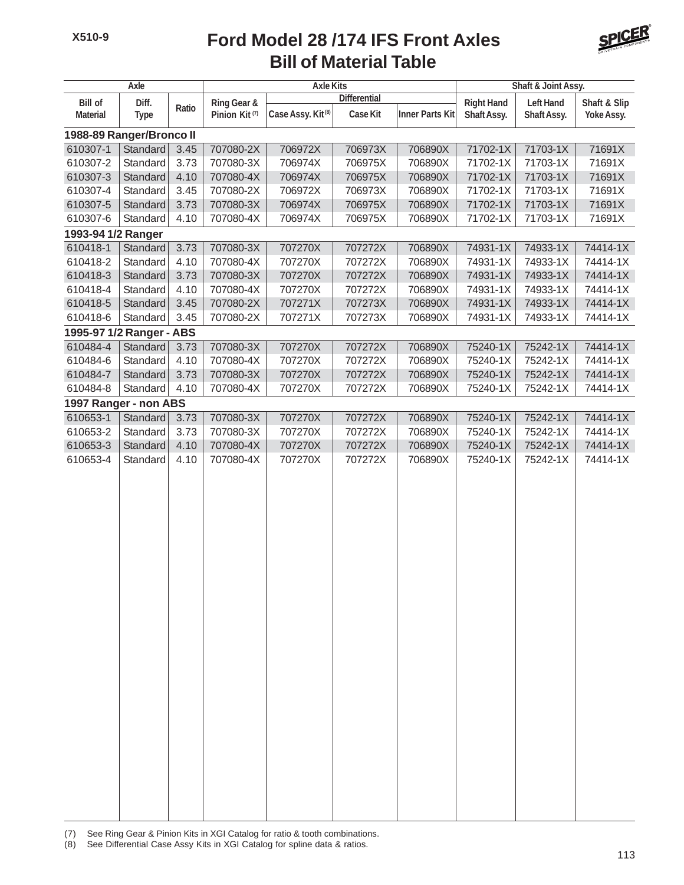# Ford Model 28 /174 IFS Front Axles
## Bill of Material Table

| Axle | | | Axle Kits | | | | Shaft & Joint Assy. | | |
|---|---|---|---|---|---|---|---|---|---|
| | | | | Differential | | | | | |
| Bill of Material | Diff. Type | Ratio | Ring Gear & Pinion Kit (7) | Case Assy. Kit (8) | Case Kit | Inner Parts Kit | Right Hand Shaft Assy. | Left Hand Shaft Assy. | Shaft & Slip Yoke Assy. |
| **1988-89 Ranger/Bronco II** | | | | | | | | | |
| 610307-1 | Standard | 3.45 | 707080-2X | 706972X | 706973X | 706890X | 71702-1X | 71703-1X | 71691X |
| 610307-2 | Standard | 3.73 | 707080-3X | 706974X | 706975X | 706890X | 71702-1X | 71703-1X | 71691X |
| 610307-3 | Standard | 4.10 | 707080-4X | 706974X | 706975X | 706890X | 71702-1X | 71703-1X | 71691X |
| 610307-4 | Standard | 3.45 | 707080-2X | 706972X | 706973X | 706890X | 71702-1X | 71703-1X | 71691X |
| 610307-5 | Standard | 3.73 | 707080-3X | 706974X | 706975X | 706890X | 71702-1X | 71703-1X | 71691X |
| 610307-6 | Standard | 4.10 | 707080-4X | 706974X | 706975X | 706890X | 71702-1X | 71703-1X | 71691X |
| **1993-94 1/2 Ranger** | | | | | | | | | |
| 610418-1 | Standard | 3.73 | 707080-3X | 707270X | 707272X | 706890X | 74931-1X | 74933-1X | 74414-1X |
| 610418-2 | Standard | 4.10 | 707080-4X | 707270X | 707272X | 706890X | 74931-1X | 74933-1X | 74414-1X |
| 610418-3 | Standard | 3.73 | 707080-3X | 707270X | 707272X | 706890X | 74931-1X | 74933-1X | 74414-1X |
| 610418-4 | Standard | 4.10 | 707080-4X | 707270X | 707272X | 706890X | 74931-1X | 74933-1X | 74414-1X |
| 610418-5 | Standard | 3.45 | 707080-2X | 707271X | 707273X | 706890X | 74931-1X | 74933-1X | 74414-1X |
| 610418-6 | Standard | 3.45 | 707080-2X | 707271X | 707273X | 706890X | 74931-1X | 74933-1X | 74414-1X |
| **1995-97 1/2 Ranger - ABS** | | | | | | | | | |
| 610484-4 | Standard | 3.73 | 707080-3X | 707270X | 707272X | 706890X | 75240-1X | 75242-1X | 74414-1X |
| 610484-6 | Standard | 4.10 | 707080-4X | 707270X | 707272X | 706890X | 75240-1X | 75242-1X | 74414-1X |
| 610484-7 | Standard | 3.73 | 707080-3X | 707270X | 707272X | 706890X | 75240-1X | 75242-1X | 74414-1X |
| 610484-8 | Standard | 4.10 | 707080-4X | 707270X | 707272X | 706890X | 75240-1X | 75242-1X | 74414-1X |
| **1997 Ranger - non ABS** | | | | | | | | | |
| 610653-1 | Standard | 3.73 | 707080-3X | 707270X | 707272X | 706890X | 75240-1X | 75242-1X | 74414-1X |
| 610653-2 | Standard | 3.73 | 707080-3X | 707270X | 707272X | 706890X | 75240-1X | 75242-1X | 74414-1X |
| 610653-3 | Standard | 4.10 | 707080-4X | 707270X | 707272X | 706890X | 75240-1X | 75242-1X | 74414-1X |
| 610653-4 | Standard | 4.10 | 707080-4X | 707270X | 707272X | 706890X | 75240-1X | 75242-1X | 74414-1X |

(7) See Ring Gear & Pinion Kits in XGI Catalog for ratio & tooth combinations.
(8) See Differential Case Assy Kits in XGI Catalog for spline data & ratios.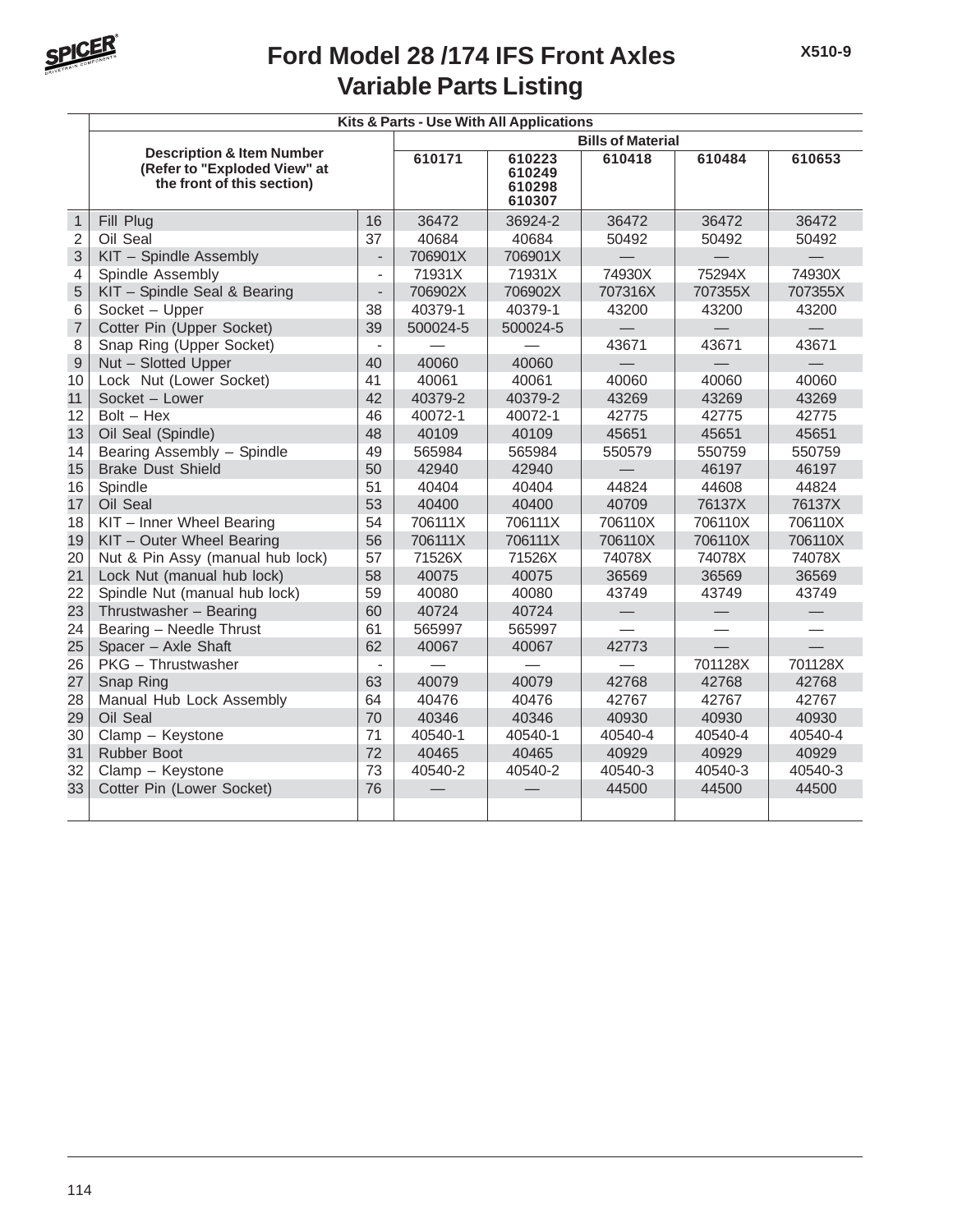# Ford Model 28 /174 IFS Front Axles
## Variable Parts Listing

X510-9

| | Kits & Parts - Use With All Applications | | | | | | |
|---|---|---|---|---|---|---|---|
| | | | Bills of Material | | | | |
| | Description & Item Number (Refer to "Exploded View" at the front of this section) | | 610171 | 610223 610249 610298 610307 | 610418 | 610484 | 610653 |
| 1 | Fill Plug | 16 | 36472 | 36924-2 | 36472 | 36472 | 36472 |
| 2 | Oil Seal | 37 | 40684 | 40684 | 50492 | 50492 | 50492 |
| 3 | KIT – Spindle Assembly | - | 706901X | 706901X | — | — | — |
| 4 | Spindle Assembly | - | 71931X | 71931X | 74930X | 75294X | 74930X |
| 5 | KIT – Spindle Seal & Bearing | - | 706902X | 706902X | 707316X | 707355X | 707355X |
| 6 | Socket – Upper | 38 | 40379-1 | 40379-1 | 43200 | 43200 | 43200 |
| 7 | Cotter Pin (Upper Socket) | 39 | 500024-5 | 500024-5 | — | — | — |
| 8 | Snap Ring (Upper Socket) | - | — | — | 43671 | 43671 | 43671 |
| 9 | Nut – Slotted Upper | 40 | 40060 | 40060 | — | — | — |
| 10 | Lock Nut (Lower Socket) | 41 | 40061 | 40061 | 40060 | 40060 | 40060 |
| 11 | Socket – Lower | 42 | 40379-2 | 40379-2 | 43269 | 43269 | 43269 |
| 12 | Bolt – Hex | 46 | 40072-1 | 40072-1 | 42775 | 42775 | 42775 |
| 13 | Oil Seal (Spindle) | 48 | 40109 | 40109 | 45651 | 45651 | 45651 |
| 14 | Bearing Assembly – Spindle | 49 | 565984 | 565984 | 550579 | 550759 | 550759 |
| 15 | Brake Dust Shield | 50 | 42940 | 42940 | — | 46197 | 46197 |
| 16 | Spindle | 51 | 40404 | 40404 | 44824 | 44608 | 44824 |
| 17 | Oil Seal | 53 | 40400 | 40400 | 40709 | 76137X | 76137X |
| 18 | KIT – Inner Wheel Bearing | 54 | 706111X | 706111X | 706110X | 706110X | 706110X |
| 19 | KIT – Outer Wheel Bearing | 56 | 706111X | 706111X | 706110X | 706110X | 706110X |
| 20 | Nut & Pin Assy (manual hub lock) | 57 | 71526X | 71526X | 74078X | 74078X | 74078X |
| 21 | Lock Nut (manual hub lock) | 58 | 40075 | 40075 | 36569 | 36569 | 36569 |
| 22 | Spindle Nut (manual hub lock) | 59 | 40080 | 40080 | 43749 | 43749 | 43749 |
| 23 | Thrustwasher – Bearing | 60 | 40724 | 40724 | — | — | — |
| 24 | Bearing – Needle Thrust | 61 | 565997 | 565997 | — | — | — |
| 25 | Spacer – Axle Shaft | 62 | 40067 | 40067 | 42773 | — | — |
| 26 | PKG – Thrustwasher | - | — | — | — | 701128X | 701128X |
| 27 | Snap Ring | 63 | 40079 | 40079 | 42768 | 42768 | 42768 |
| 28 | Manual Hub Lock Assembly | 64 | 40476 | 40476 | 42767 | 42767 | 42767 |
| 29 | Oil Seal | 70 | 40346 | 40346 | 40930 | 40930 | 40930 |
| 30 | Clamp – Keystone | 71 | 40540-1 | 40540-1 | 40540-4 | 40540-4 | 40540-4 |
| 31 | Rubber Boot | 72 | 40465 | 40465 | 40929 | 40929 | 40929 |
| 32 | Clamp – Keystone | 73 | 40540-2 | 40540-2 | 40540-3 | 40540-3 | 40540-3 |
| 33 | Cotter Pin (Lower Socket) | 76 | — | — | 44500 | 44500 | 44500 |